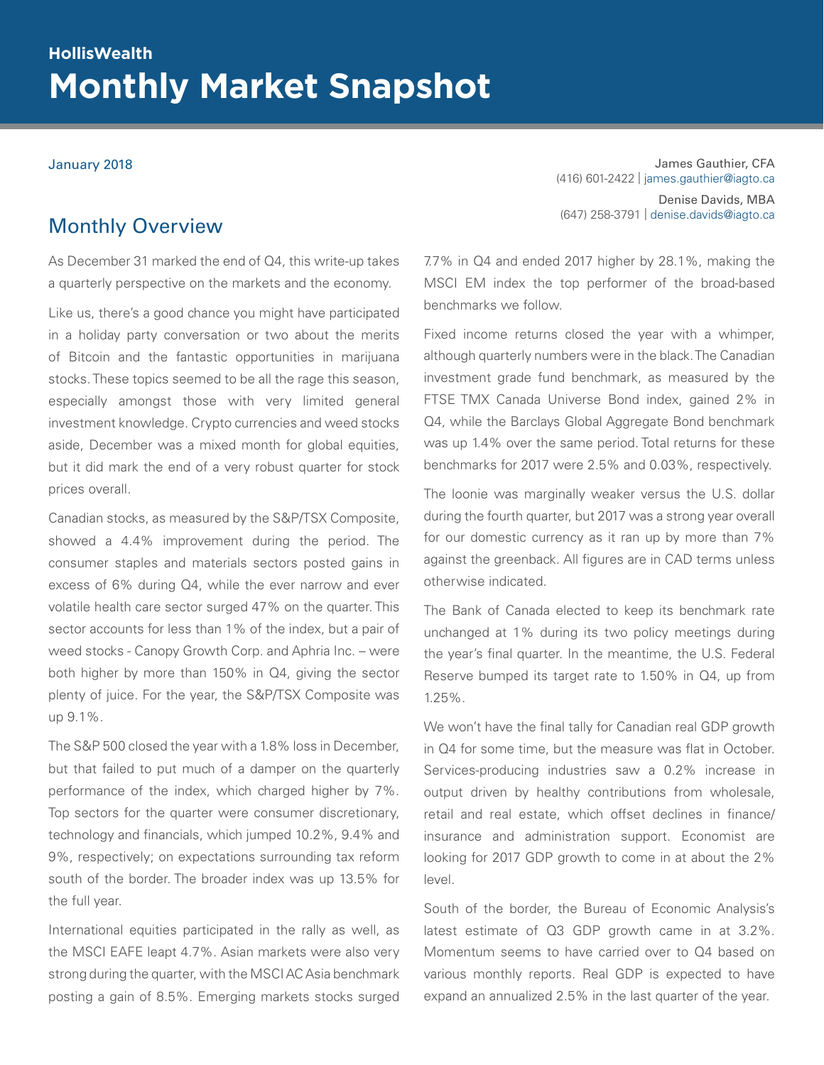HollisWealth

# Monthly Market Snapshot

January 2018

James Gauthier, CFA
(416) 601-2422 | james.gauthier@iagto.ca

Denise Davids, MBA
(647) 258-3791 | denise.davids@iagto.ca

## Monthly Overview

As December 31 marked the end of Q4, this write-up takes a quarterly perspective on the markets and the economy.

Like us, there's a good chance you might have participated in a holiday party conversation or two about the merits of Bitcoin and the fantastic opportunities in marijuana stocks. These topics seemed to be all the rage this season, especially amongst those with very limited general investment knowledge. Crypto currencies and weed stocks aside, December was a mixed month for global equities, but it did mark the end of a very robust quarter for stock prices overall.

Canadian stocks, as measured by the S&P/TSX Composite, showed a 4.4% improvement during the period. The consumer staples and materials sectors posted gains in excess of 6% during Q4, while the ever narrow and ever volatile health care sector surged 47% on the quarter. This sector accounts for less than 1% of the index, but a pair of weed stocks - Canopy Growth Corp. and Aphria Inc. – were both higher by more than 150% in Q4, giving the sector plenty of juice. For the year, the S&P/TSX Composite was up 9.1%.

The S&P 500 closed the year with a 1.8% loss in December, but that failed to put much of a damper on the quarterly performance of the index, which charged higher by 7%. Top sectors for the quarter were consumer discretionary, technology and financials, which jumped 10.2%, 9.4% and 9%, respectively; on expectations surrounding tax reform south of the border. The broader index was up 13.5% for the full year.

International equities participated in the rally as well, as the MSCI EAFE leapt 4.7%. Asian markets were also very strong during the quarter, with the MSCI AC Asia benchmark posting a gain of 8.5%. Emerging markets stocks surged 7.7% in Q4 and ended 2017 higher by 28.1%, making the MSCI EM index the top performer of the broad-based benchmarks we follow.

Fixed income returns closed the year with a whimper, although quarterly numbers were in the black. The Canadian investment grade fund benchmark, as measured by the FTSE TMX Canada Universe Bond index, gained 2% in Q4, while the Barclays Global Aggregate Bond benchmark was up 1.4% over the same period. Total returns for these benchmarks for 2017 were 2.5% and 0.03%, respectively.

The loonie was marginally weaker versus the U.S. dollar during the fourth quarter, but 2017 was a strong year overall for our domestic currency as it ran up by more than 7% against the greenback. All figures are in CAD terms unless otherwise indicated.

The Bank of Canada elected to keep its benchmark rate unchanged at 1% during its two policy meetings during the year's final quarter. In the meantime, the U.S. Federal Reserve bumped its target rate to 1.50% in Q4, up from 1.25%.

We won't have the final tally for Canadian real GDP growth in Q4 for some time, but the measure was flat in October. Services-producing industries saw a 0.2% increase in output driven by healthy contributions from wholesale, retail and real estate, which offset declines in finance/insurance and administration support. Economist are looking for 2017 GDP growth to come in at about the 2% level.

South of the border, the Bureau of Economic Analysis's latest estimate of Q3 GDP growth came in at 3.2%. Momentum seems to have carried over to Q4 based on various monthly reports. Real GDP is expected to have expand an annualized 2.5% in the last quarter of the year.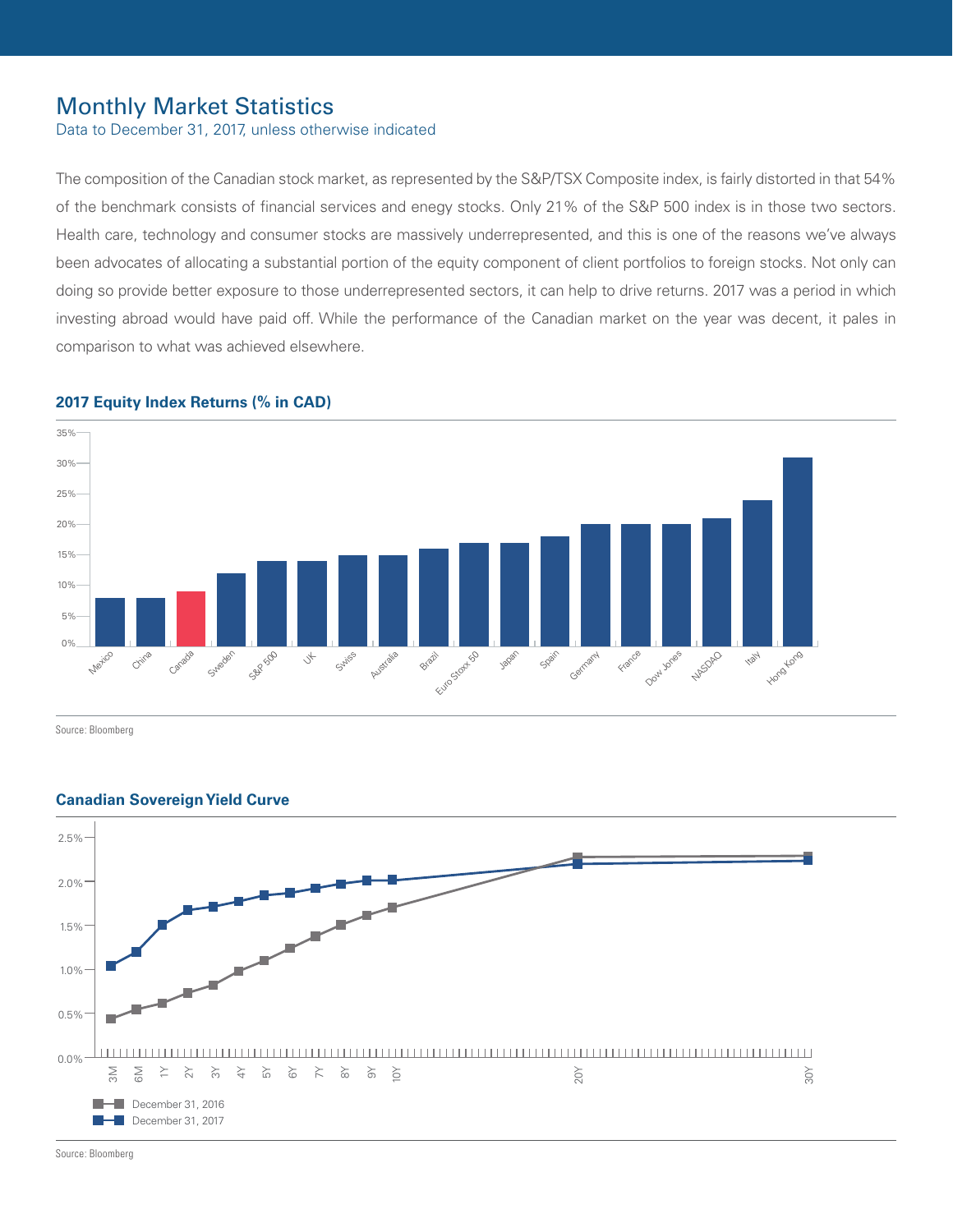# Monthly Market Statistics

Data to December 31, 2017, unless otherwise indicated

The composition of the Canadian stock market, as represented by the S&P/TSX Composite index, is fairly distorted in that 54% of the benchmark consists of financial services and enegy stocks. Only 21% of the S&P 500 index is in those two sectors. Health care, technology and consumer stocks are massively underrepresented, and this is one of the reasons we've always been advocates of allocating a substantial portion of the equity component of client portfolios to foreign stocks. Not only can doing so provide better exposure to those underrepresented sectors, it can help to drive returns. 2017 was a period in which investing abroad would have paid off. While the performance of the Canadian market on the year was decent, it pales in comparison to what was achieved elsewhere.

**2017 Equity Index Returns (% in CAD)**

Source: Bloomberg

**Canadian Sovereign Yield Curve**

Source: Bloomberg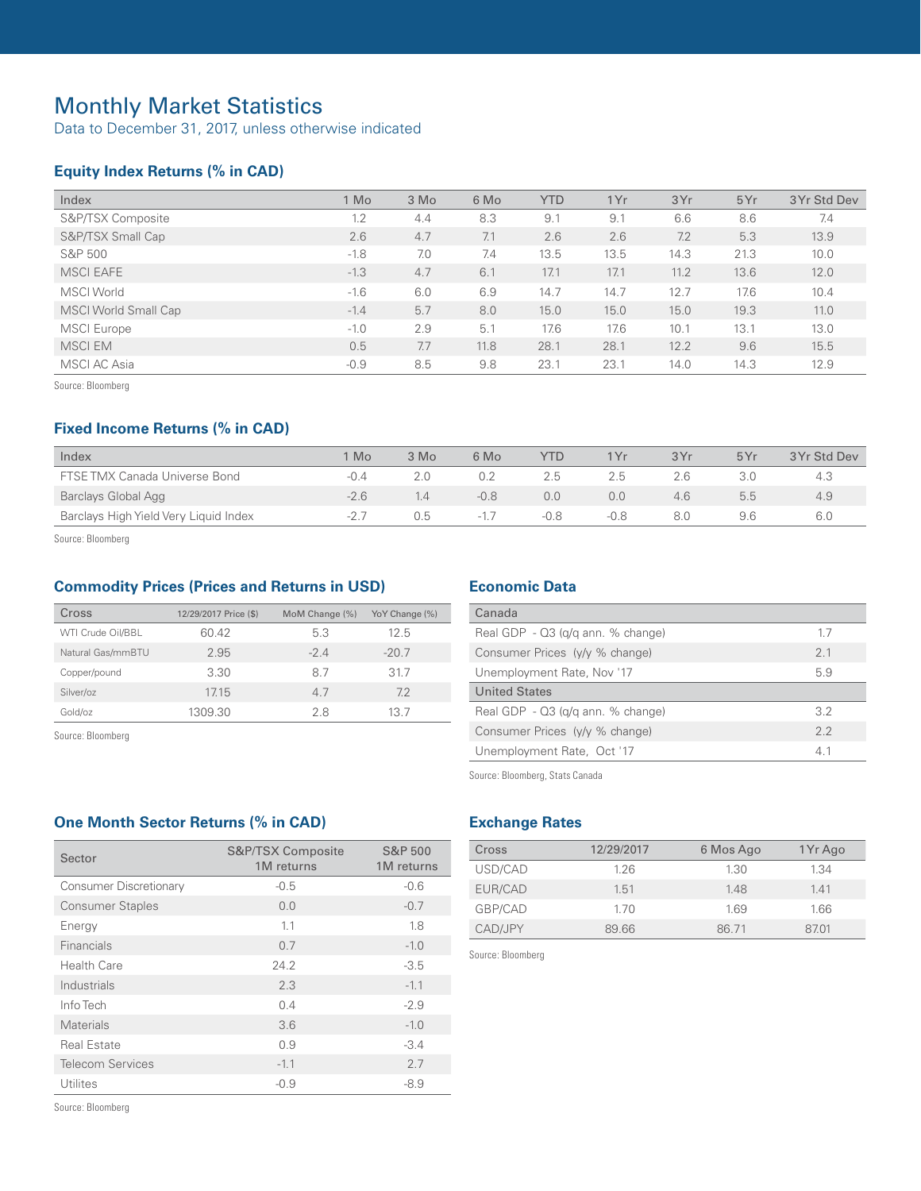# Monthly Market Statistics

Data to December 31, 2017, unless otherwise indicated

## Equity Index Returns (% in CAD)

| Index | 1 Mo | 3 Mo | 6 Mo | YTD | 1Yr | 3Yr | 5Yr | 3Yr Std Dev |
|---|---|---|---|---|---|---|---|---|
| S&P/TSX Composite | 1.2 | 4.4 | 8.3 | 9.1 | 9.1 | 6.6 | 8.6 | 7.4 |
| S&P/TSX Small Cap | 2.6 | 4.7 | 7.1 | 2.6 | 2.6 | 7.2 | 5.3 | 13.9 |
| S&P 500 | -1.8 | 7.0 | 7.4 | 13.5 | 13.5 | 14.3 | 21.3 | 10.0 |
| MSCI EAFE | -1.3 | 4.7 | 6.1 | 17.1 | 17.1 | 11.2 | 13.6 | 12.0 |
| MSCI World | -1.6 | 6.0 | 6.9 | 14.7 | 14.7 | 12.7 | 17.6 | 10.4 |
| MSCI World Small Cap | -1.4 | 5.7 | 8.0 | 15.0 | 15.0 | 15.0 | 19.3 | 11.0 |
| MSCI Europe | -1.0 | 2.9 | 5.1 | 17.6 | 17.6 | 10.1 | 13.1 | 13.0 |
| MSCI EM | 0.5 | 7.7 | 11.8 | 28.1 | 28.1 | 12.2 | 9.6 | 15.5 |
| MSCI AC Asia | -0.9 | 8.5 | 9.8 | 23.1 | 23.1 | 14.0 | 14.3 | 12.9 |

Source: Bloomberg

## Fixed Income Returns (% in CAD)

| Index | 1 Mo | 3 Mo | 6 Mo | YTD | 1Yr | 3Yr | 5Yr | 3Yr Std Dev |
|---|---|---|---|---|---|---|---|---|
| FTSE TMX Canada Universe Bond | -0.4 | 2.0 | 0.2 | 2.5 | 2.5 | 2.6 | 3.0 | 4.3 |
| Barclays Global Agg | -2.6 | 1.4 | -0.8 | 0.0 | 0.0 | 4.6 | 5.5 | 4.9 |
| Barclays High Yield Very Liquid Index | -2.7 | 0.5 | -1.7 | -0.8 | -0.8 | 8.0 | 9.6 | 6.0 |

Source: Bloomberg

## Commodity Prices (Prices and Returns in USD)

| Cross | 12/29/2017 Price ($) | MoM Change (%) | YoY Change (%) |
|---|---|---|---|
| WTI Crude Oil/BBL | 60.42 | 5.3 | 12.5 |
| Natural Gas/mmBTU | 2.95 | -2.4 | -20.7 |
| Copper/pound | 3.30 | 8.7 | 31.7 |
| Silver/oz | 17.15 | 4.7 | 7.2 |
| Gold/oz | 1309.30 | 2.8 | 13.7 |

Source: Bloomberg

## Economic Data

| Canada | |
|---|---|
| Real GDP - Q3 (q/q ann. % change) | 1.7 |
| Consumer Prices (y/y % change) | 2.1 |
| Unemployment Rate, Nov '17 | 5.9 |
| **United States** | |
| Real GDP - Q3 (q/q ann. % change) | 3.2 |
| Consumer Prices (y/y % change) | 2.2 |
| Unemployment Rate, Oct '17 | 4.1 |

Source: Bloomberg, Stats Canada

## One Month Sector Returns (% in CAD)

| Sector | S&P/TSX Composite 1M returns | S&P 500 1M returns |
|---|---|---|
| Consumer Discretionary | -0.5 | -0.6 |
| Consumer Staples | 0.0 | -0.7 |
| Energy | 1.1 | 1.8 |
| Financials | 0.7 | -1.0 |
| Health Care | 24.2 | -3.5 |
| Industrials | 2.3 | -1.1 |
| Info Tech | 0.4 | -2.9 |
| Materials | 3.6 | -1.0 |
| Real Estate | 0.9 | -3.4 |
| Telecom Services | -1.1 | 2.7 |
| Utilites | -0.9 | -8.9 |

Source: Bloomberg

## Exchange Rates

| Cross | 12/29/2017 | 6 Mos Ago | 1Yr Ago |
|---|---|---|---|
| USD/CAD | 1.26 | 1.30 | 1.34 |
| EUR/CAD | 1.51 | 1.48 | 1.41 |
| GBP/CAD | 1.70 | 1.69 | 1.66 |
| CAD/JPY | 89.66 | 86.71 | 87.01 |

Source: Bloomberg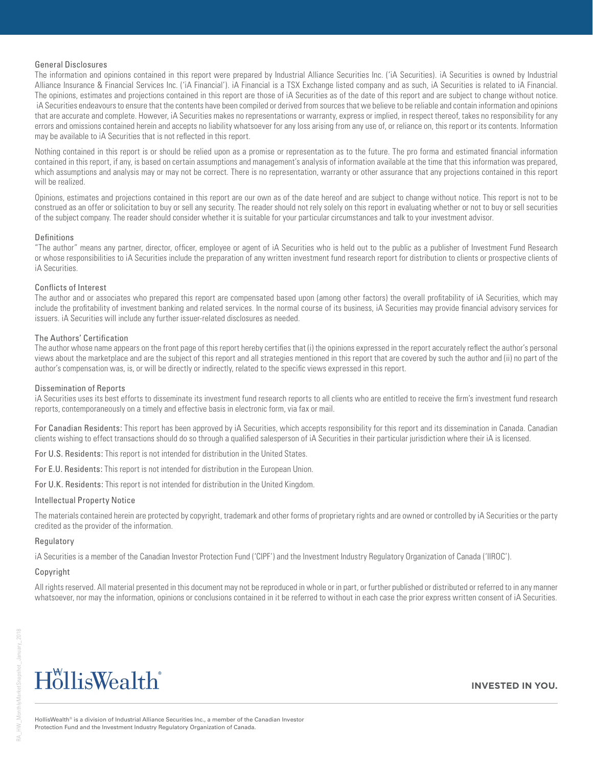## General Disclosures

The information and opinions contained in this report were prepared by Industrial Alliance Securities Inc. ('iA Securities). iA Securities is owned by Industrial Alliance Insurance & Financial Services Inc. ('iA Financial'). iA Financial is a TSX Exchange listed company and as such, iA Securities is related to iA Financial. The opinions, estimates and projections contained in this report are those of iA Securities as of the date of this report and are subject to change without notice. iA Securities endeavours to ensure that the contents have been compiled or derived from sources that we believe to be reliable and contain information and opinions that are accurate and complete. However, iA Securities makes no representations or warranty, express or implied, in respect thereof, takes no responsibility for any errors and omissions contained herein and accepts no liability whatsoever for any loss arising from any use of, or reliance on, this report or its contents. Information may be available to iA Securities that is not reflected in this report.

Nothing contained in this report is or should be relied upon as a promise or representation as to the future. The pro forma and estimated financial information contained in this report, if any, is based on certain assumptions and management's analysis of information available at the time that this information was prepared, which assumptions and analysis may or may not be correct. There is no representation, warranty or other assurance that any projections contained in this report will be realized.

Opinions, estimates and projections contained in this report are our own as of the date hereof and are subject to change without notice. This report is not to be construed as an offer or solicitation to buy or sell any security. The reader should not rely solely on this report in evaluating whether or not to buy or sell securities of the subject company. The reader should consider whether it is suitable for your particular circumstances and talk to your investment advisor.

## Definitions

"The author" means any partner, director, officer, employee or agent of iA Securities who is held out to the public as a publisher of Investment Fund Research or whose responsibilities to iA Securities include the preparation of any written investment fund research report for distribution to clients or prospective clients of iA Securities.

## Conflicts of Interest

The author and or associates who prepared this report are compensated based upon (among other factors) the overall profitability of iA Securities, which may include the profitability of investment banking and related services. In the normal course of its business, iA Securities may provide financial advisory services for issuers. iA Securities will include any further issuer-related disclosures as needed.

## The Authors' Certification

The author whose name appears on the front page of this report hereby certifies that (i) the opinions expressed in the report accurately reflect the author's personal views about the marketplace and are the subject of this report and all strategies mentioned in this report that are covered by such the author and (ii) no part of the author's compensation was, is, or will be directly or indirectly, related to the specific views expressed in this report.

## Dissemination of Reports

iA Securities uses its best efforts to disseminate its investment fund research reports to all clients who are entitled to receive the firm's investment fund research reports, contemporaneously on a timely and effective basis in electronic form, via fax or mail.

For Canadian Residents: This report has been approved by iA Securities, which accepts responsibility for this report and its dissemination in Canada. Canadian clients wishing to effect transactions should do so through a qualified salesperson of iA Securities in their particular jurisdiction where their iA is licensed.

For U.S. Residents: This report is not intended for distribution in the United States.

For E.U. Residents: This report is not intended for distribution in the European Union.

For U.K. Residents: This report is not intended for distribution in the United Kingdom.

## Intellectual Property Notice

The materials contained herein are protected by copyright, trademark and other forms of proprietary rights and are owned or controlled by iA Securities or the party credited as the provider of the information.

## Regulatory

iA Securities is a member of the Canadian Investor Protection Fund ('CIPF') and the Investment Industry Regulatory Organization of Canada ('IIROC').

## Copyright

All rights reserved. All material presented in this document may not be reproduced in whole or in part, or further published or distributed or referred to in any manner whatsoever, nor may the information, opinions or conclusions contained in it be referred to without in each case the prior express written consent of iA Securities.

HollisWealth®

**INVESTED IN YOU.**

HollisWealth® is a division of Industrial Alliance Securities Inc., a member of the Canadian Investor Protection Fund and the Investment Industry Regulatory Organization of Canada.